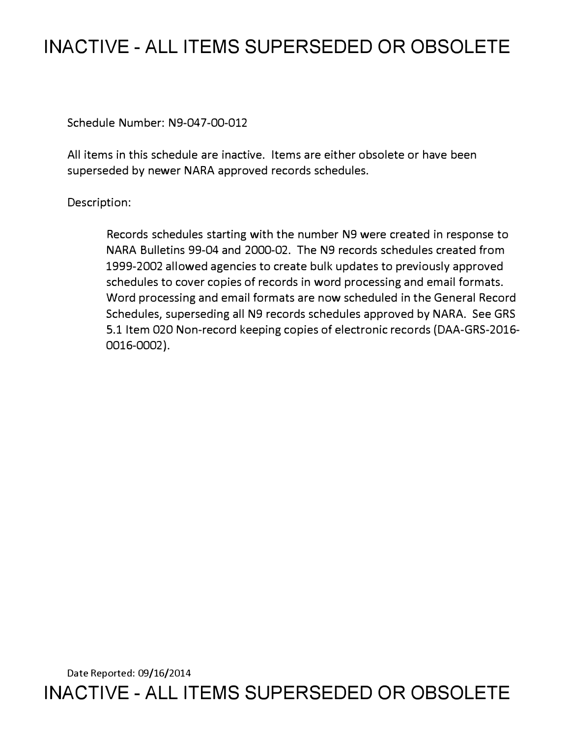# INACTIVE - ALL ITEMS SUPERSEDED OR OBSOLETE

Schedule Number: N9-047-00-012

All items in this schedule are inactive. Items are either obsolete or have been superseded by newer NARA approved records schedules.

Description:

> Records schedules starting with the number N9 were created in response to NARA Bulletins 99-04 and 2000-02. The N9 records schedules created from 1999-2002 allowed agencies to create bulk updates to previously approved schedules to cover copies of records in word processing and email formats. Word processing and email formats are now scheduled in the General Record Schedules, superseding all N9 records schedules approved by NARA. See GRS 5.1 Item 020 Non-record keeping copies of electronic records (DAA-GRS-2016-0016-0002).

Date Reported: 09/16/2014

# INACTIVE - ALL ITEMS SUPERSEDED OR OBSOLETE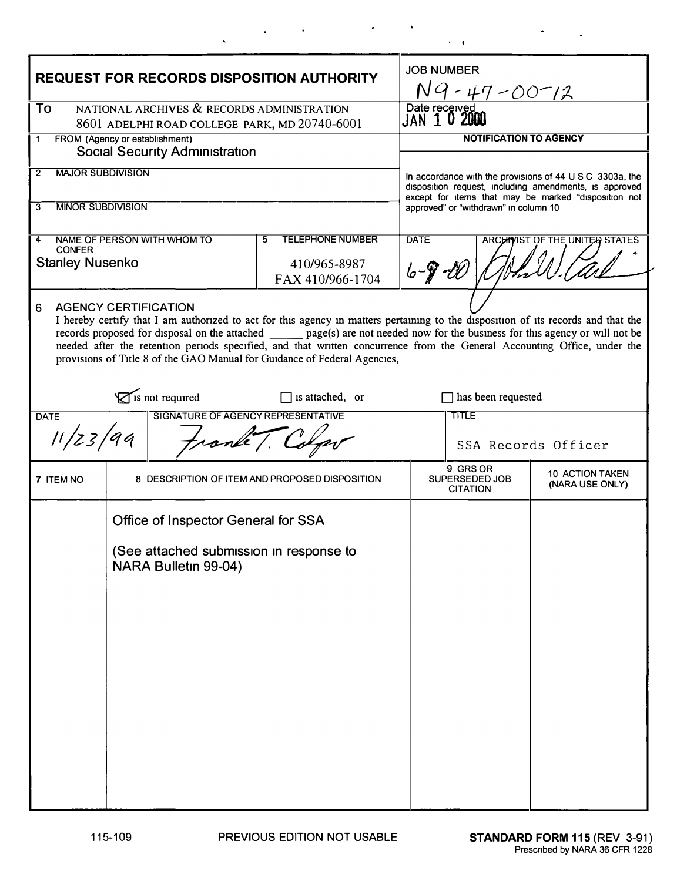# REQUEST FOR RECORDS DISPOSITION AUTHORITY

**JOB NUMBER** N9-47-00-12

**To** NATIONAL ARCHIVES & RECORDS ADMINISTRATION
8601 ADELPHI ROAD COLLEGE PARK, MD 20740-6001

**Date received** JAN 10 2000

**1 FROM (Agency or establishment)**
Social Security Administration

**2 MAJOR SUBDIVISION**

**3 MINOR SUBDIVISION**

**NOTIFICATION TO AGENCY**

In accordance with the provisions of 44 U S C 3303a, the disposition request, including amendments, is approved except for items that may be marked "disposition not approved" or "withdrawn" in column 10

**4 NAME OF PERSON WITH WHOM TO CONFER**
Stanley Nusenko

**5 TELEPHONE NUMBER**
410/965-8987
FAX 410/966-1704

**DATE** 6-9-00

**ARCHIVIST OF THE UNITED STATES** [signature]

**6 AGENCY CERTIFICATION**

I hereby certify that I am authorized to act for this agency in matters pertaining to the disposition of its records and that the records proposed for disposal on the attached ______ page(s) are not needed now for the business for this agency or will not be needed after the retention periods specified, and that written concurrence from the General Accounting Office, under the provisions of Title 8 of the GAO Manual for Guidance of Federal Agencies,

☑ is not required ☐ is attached, or ☐ has been requested

| DATE | SIGNATURE OF AGENCY REPRESENTATIVE | TITLE |
|---|---|---|
| 11/23/99 | Frank T. Cooper | SSA Records Officer |

| 7 ITEM NO | 8 DESCRIPTION OF ITEM AND PROPOSED DISPOSITION | 9 GRS OR SUPERSEDED JOB CITATION | 10 ACTION TAKEN (NARA USE ONLY) |
|---|---|---|---|
| | Office of Inspector General for SSA<br><br>(See attached submission in response to NARA Bulletin 99-04) | | |

115-109 PREVIOUS EDITION NOT USABLE **STANDARD FORM 115** (REV 3-91)
Prescribed by NARA 36 CFR 1228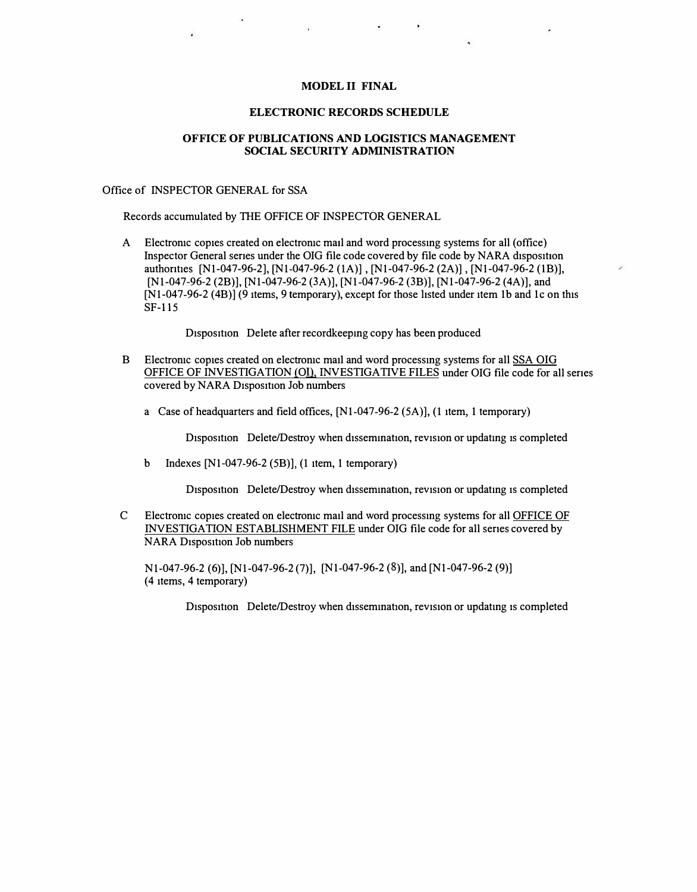**MODEL II FINAL**

**ELECTRONIC RECORDS SCHEDULE**

**OFFICE OF PUBLICATIONS AND LOGISTICS MANAGEMENT**
**SOCIAL SECURITY ADMINISTRATION**

Office of INSPECTOR GENERAL for SSA

Records accumulated by THE OFFICE OF INSPECTOR GENERAL

A Electronic copies created on electronic mail and word processing systems for all (office) Inspector General series under the OIG file code covered by file code by NARA disposition authorities [N1-047-96-2], [N1-047-96-2 (1A)] , [N1-047-96-2 (2A)] , [N1-047-96-2 (1B)], [N1-047-96-2 (2B)], [N1-047-96-2 (3A)], [N1-047-96-2 (3B)], [N1-047-96-2 (4A)], and [N1-047-96-2 (4B)] (9 items, 9 temporary), except for those listed under item 1b and 1c on this SF-115

Disposition Delete after recordkeeping copy has been produced

B Electronic copies created on electronic mail and word processing systems for all SSA OIG OFFICE OF INVESTIGATION (OI), INVESTIGATIVE FILES under OIG file code for all series covered by NARA Disposition Job numbers

a Case of headquarters and field offices, [N1-047-96-2 (5A)], (1 item, 1 temporary)

Disposition Delete/Destroy when dissemination, revision or updating is completed

b Indexes [N1-047-96-2 (5B)], (1 item, 1 temporary)

Disposition Delete/Destroy when dissemination, revision or updating is completed

C Electronic copies created on electronic mail and word processing systems for all OFFICE OF INVESTIGATION ESTABLISHMENT FILE under OIG file code for all series covered by NARA Disposition Job numbers

N1-047-96-2 (6)], [N1-047-96-2 (7)], [N1-047-96-2 (8)], and [N1-047-96-2 (9)] (4 items, 4 temporary)

Disposition Delete/Destroy when dissemination, revision or updating is completed